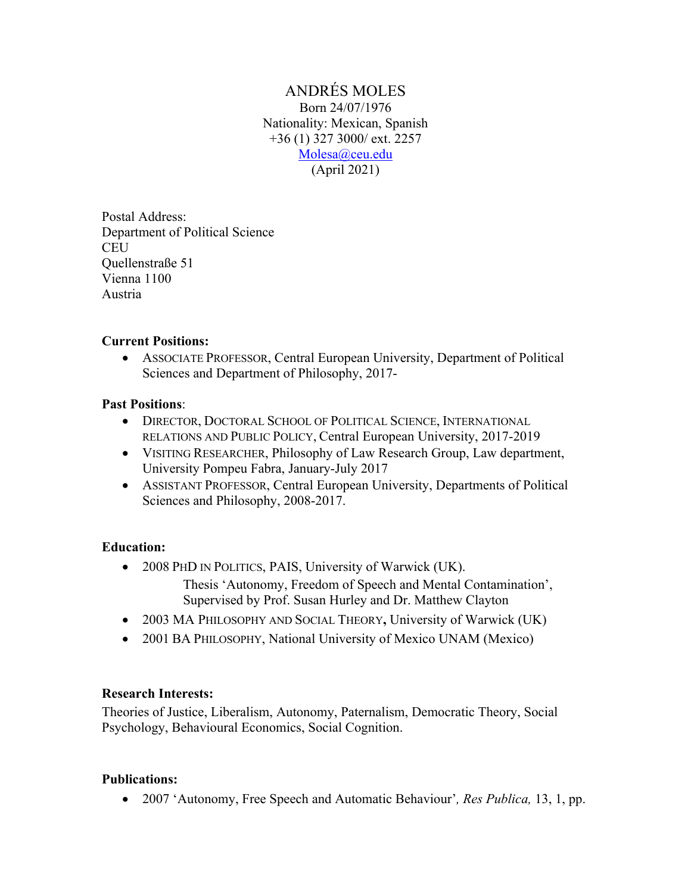# ANDRÉS MOLES

Born 24/07/1976
Nationality: Mexican, Spanish
+36 (1) 327 3000/ ext. 2257
[Molesa@ceu.edu](mailto:Molesa@ceu.edu)
(April 2021)

Postal Address:
Department of Political Science
CEU
Quellenstraße 51
Vienna 1100
Austria

**Current Positions:**

- ASSOCIATE PROFESSOR, Central European University, Department of Political Sciences and Department of Philosophy, 2017-

**Past Positions**:

- DIRECTOR, DOCTORAL SCHOOL OF POLITICAL SCIENCE, INTERNATIONAL RELATIONS AND PUBLIC POLICY, Central European University, 2017-2019
- VISITING RESEARCHER, Philosophy of Law Research Group, Law department, University Pompeu Fabra, January-July 2017
- ASSISTANT PROFESSOR, Central European University, Departments of Political Sciences and Philosophy, 2008-2017.

**Education:**

- 2008 PHD IN POLITICS, PAIS, University of Warwick (UK).
  Thesis 'Autonomy, Freedom of Speech and Mental Contamination', Supervised by Prof. Susan Hurley and Dr. Matthew Clayton
- 2003 MA PHILOSOPHY AND SOCIAL THEORY**,** University of Warwick (UK)
- 2001 BA PHILOSOPHY, National University of Mexico UNAM (Mexico)

**Research Interests:**

Theories of Justice, Liberalism, Autonomy, Paternalism, Democratic Theory, Social Psychology, Behavioural Economics, Social Cognition.

**Publications:**

- 2007 'Autonomy, Free Speech and Automatic Behaviour'*, Res Publica,* 13, 1, pp.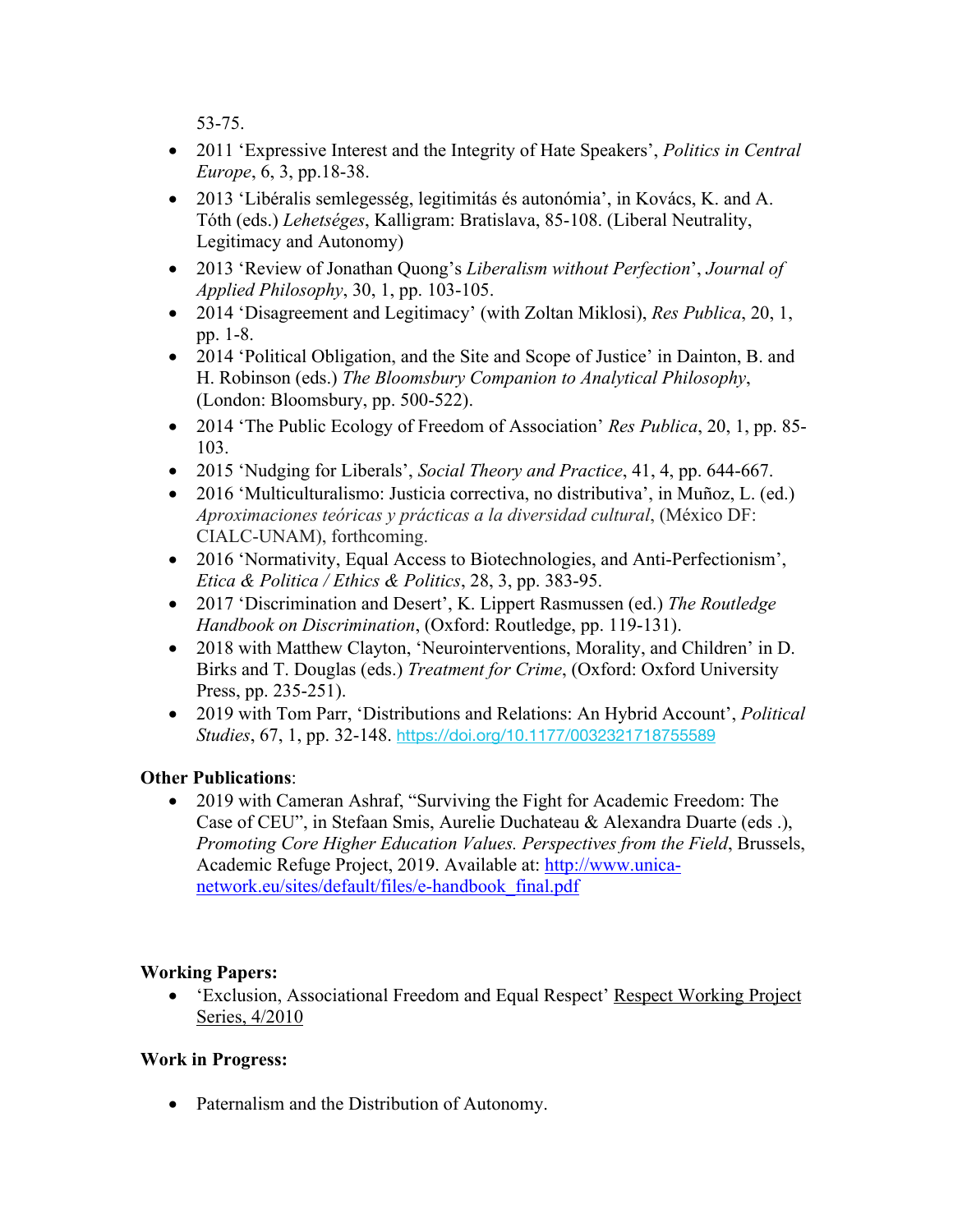53-75.

- 2011 'Expressive Interest and the Integrity of Hate Speakers', *Politics in Central Europe*, 6, 3, pp.18-38.
- 2013 'Libéralis semlegesség, legitimitás és autonómia', in Kovács, K. and A. Tóth (eds.) *Lehetséges*, Kalligram: Bratislava, 85-108. (Liberal Neutrality, Legitimacy and Autonomy)
- 2013 'Review of Jonathan Quong's *Liberalism without Perfection*', *Journal of Applied Philosophy*, 30, 1, pp. 103-105.
- 2014 'Disagreement and Legitimacy' (with Zoltan Miklosi), *Res Publica*, 20, 1, pp. 1-8.
- 2014 'Political Obligation, and the Site and Scope of Justice' in Dainton, B. and H. Robinson (eds.) *The Bloomsbury Companion to Analytical Philosophy*, (London: Bloomsbury, pp. 500-522).
- 2014 'The Public Ecology of Freedom of Association' *Res Publica*, 20, 1, pp. 85-103.
- 2015 'Nudging for Liberals', *Social Theory and Practice*, 41, 4, pp. 644-667.
- 2016 'Multiculturalismo: Justicia correctiva, no distributiva', in Muñoz, L. (ed.) *Aproximaciones teóricas y prácticas a la diversidad cultural*, (México DF: CIALC-UNAM), forthcoming.
- 2016 'Normativity, Equal Access to Biotechnologies, and Anti-Perfectionism', *Etica & Politica / Ethics & Politics*, 28, 3, pp. 383-95.
- 2017 'Discrimination and Desert', K. Lippert Rasmussen (ed.) *The Routledge Handbook on Discrimination*, (Oxford: Routledge, pp. 119-131).
- 2018 with Matthew Clayton, 'Neurointerventions, Morality, and Children' in D. Birks and T. Douglas (eds.) *Treatment for Crime*, (Oxford: Oxford University Press, pp. 235-251).
- 2019 with Tom Parr, 'Distributions and Relations: An Hybrid Account', *Political Studies*, 67, 1, pp. 32-148. https://doi.org/10.1177/0032321718755589

**Other Publications**:

- 2019 with Cameran Ashraf, "Surviving the Fight for Academic Freedom: The Case of CEU", in Stefaan Smis, Aurelie Duchateau & Alexandra Duarte (eds .), *Promoting Core Higher Education Values. Perspectives from the Field*, Brussels, Academic Refuge Project, 2019. Available at: http://www.unica-network.eu/sites/default/files/e-handbook_final.pdf

**Working Papers:**

- 'Exclusion, Associational Freedom and Equal Respect' Respect Working Project Series, 4/2010

**Work in Progress:**

- Paternalism and the Distribution of Autonomy.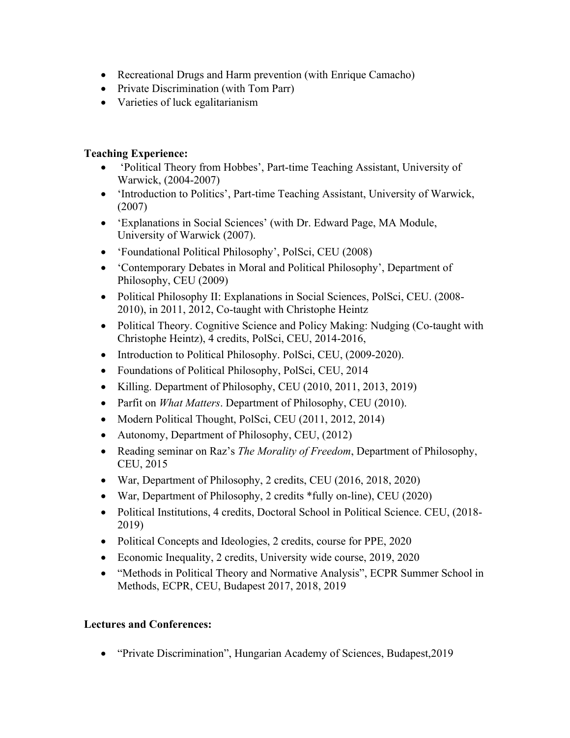- Recreational Drugs and Harm prevention (with Enrique Camacho)
- Private Discrimination (with Tom Parr)
- Varieties of luck egalitarianism

**Teaching Experience:**

- 'Political Theory from Hobbes', Part-time Teaching Assistant, University of Warwick, (2004-2007)
- 'Introduction to Politics', Part-time Teaching Assistant, University of Warwick, (2007)
- 'Explanations in Social Sciences' (with Dr. Edward Page, MA Module, University of Warwick (2007).
- 'Foundational Political Philosophy', PolSci, CEU (2008)
- 'Contemporary Debates in Moral and Political Philosophy', Department of Philosophy, CEU (2009)
- Political Philosophy II: Explanations in Social Sciences, PolSci, CEU. (2008-2010), in 2011, 2012, Co-taught with Christophe Heintz
- Political Theory. Cognitive Science and Policy Making: Nudging (Co-taught with Christophe Heintz), 4 credits, PolSci, CEU, 2014-2016,
- Introduction to Political Philosophy. PolSci, CEU, (2009-2020).
- Foundations of Political Philosophy, PolSci, CEU, 2014
- Killing. Department of Philosophy, CEU (2010, 2011, 2013, 2019)
- Parfit on *What Matters*. Department of Philosophy, CEU (2010).
- Modern Political Thought, PolSci, CEU (2011, 2012, 2014)
- Autonomy, Department of Philosophy, CEU, (2012)
- Reading seminar on Raz's *The Morality of Freedom*, Department of Philosophy, CEU, 2015
- War, Department of Philosophy, 2 credits, CEU (2016, 2018, 2020)
- War, Department of Philosophy, 2 credits *fully on-line), CEU (2020)
- Political Institutions, 4 credits, Doctoral School in Political Science. CEU, (2018-2019)
- Political Concepts and Ideologies, 2 credits, course for PPE, 2020
- Economic Inequality, 2 credits, University wide course, 2019, 2020
- "Methods in Political Theory and Normative Analysis", ECPR Summer School in Methods, ECPR, CEU, Budapest 2017, 2018, 2019

**Lectures and Conferences:**

- "Private Discrimination", Hungarian Academy of Sciences, Budapest,2019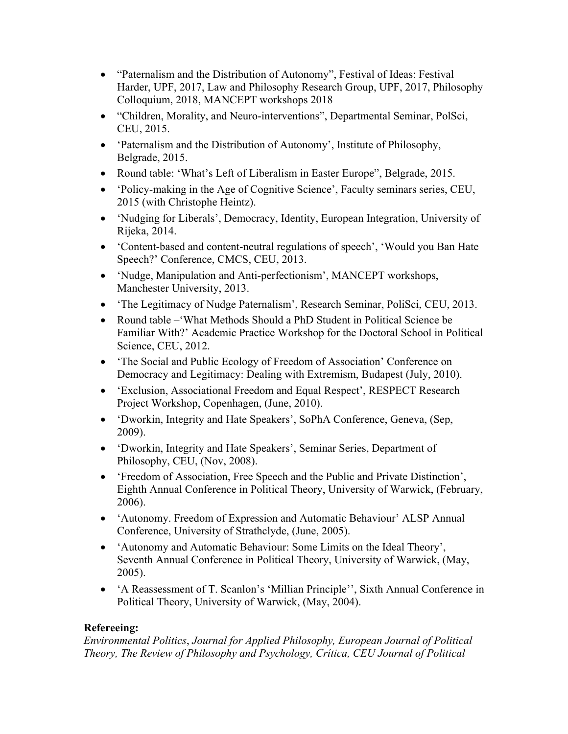- “Paternalism and the Distribution of Autonomy”, Festival of Ideas: Festival Harder, UPF, 2017, Law and Philosophy Research Group, UPF, 2017, Philosophy Colloquium, 2018, MANCEPT workshops 2018
- “Children, Morality, and Neuro-interventions”, Departmental Seminar, PolSci, CEU, 2015.
- ‘Paternalism and the Distribution of Autonomy’, Institute of Philosophy, Belgrade, 2015.
- Round table: ‘What’s Left of Liberalism in Easter Europe”, Belgrade, 2015.
- ‘Policy-making in the Age of Cognitive Science’, Faculty seminars series, CEU, 2015 (with Christophe Heintz).
- ‘Nudging for Liberals’, Democracy, Identity, European Integration, University of Rijeka, 2014.
- ‘Content-based and content-neutral regulations of speech’, ‘Would you Ban Hate Speech?’ Conference, CMCS, CEU, 2013.
- ‘Nudge, Manipulation and Anti-perfectionism’, MANCEPT workshops, Manchester University, 2013.
- ‘The Legitimacy of Nudge Paternalism’, Research Seminar, PoliSci, CEU, 2013.
- Round table –‘What Methods Should a PhD Student in Political Science be Familiar With?’ Academic Practice Workshop for the Doctoral School in Political Science, CEU, 2012.
- ‘The Social and Public Ecology of Freedom of Association’ Conference on Democracy and Legitimacy: Dealing with Extremism, Budapest (July, 2010).
- ‘Exclusion, Associational Freedom and Equal Respect’, RESPECT Research Project Workshop, Copenhagen, (June, 2010).
- ‘Dworkin, Integrity and Hate Speakers’, SoPhA Conference, Geneva, (Sep, 2009).
- ‘Dworkin, Integrity and Hate Speakers’, Seminar Series, Department of Philosophy, CEU, (Nov, 2008).
- ‘Freedom of Association, Free Speech and the Public and Private Distinction’, Eighth Annual Conference in Political Theory, University of Warwick, (February, 2006).
- ‘Autonomy. Freedom of Expression and Automatic Behaviour’ ALSP Annual Conference, University of Strathclyde, (June, 2005).
- ‘Autonomy and Automatic Behaviour: Some Limits on the Ideal Theory’, Seventh Annual Conference in Political Theory, University of Warwick, (May, 2005).
- ‘A Reassessment of T. Scanlon’s ‘Millian Principle’’, Sixth Annual Conference in Political Theory, University of Warwick, (May, 2004).

**Refereeing:**

*Environmental Politics*, *Journal for Applied Philosophy, European Journal of Political Theory, The Review of Philosophy and Psychology, Crítica, CEU Journal of Political*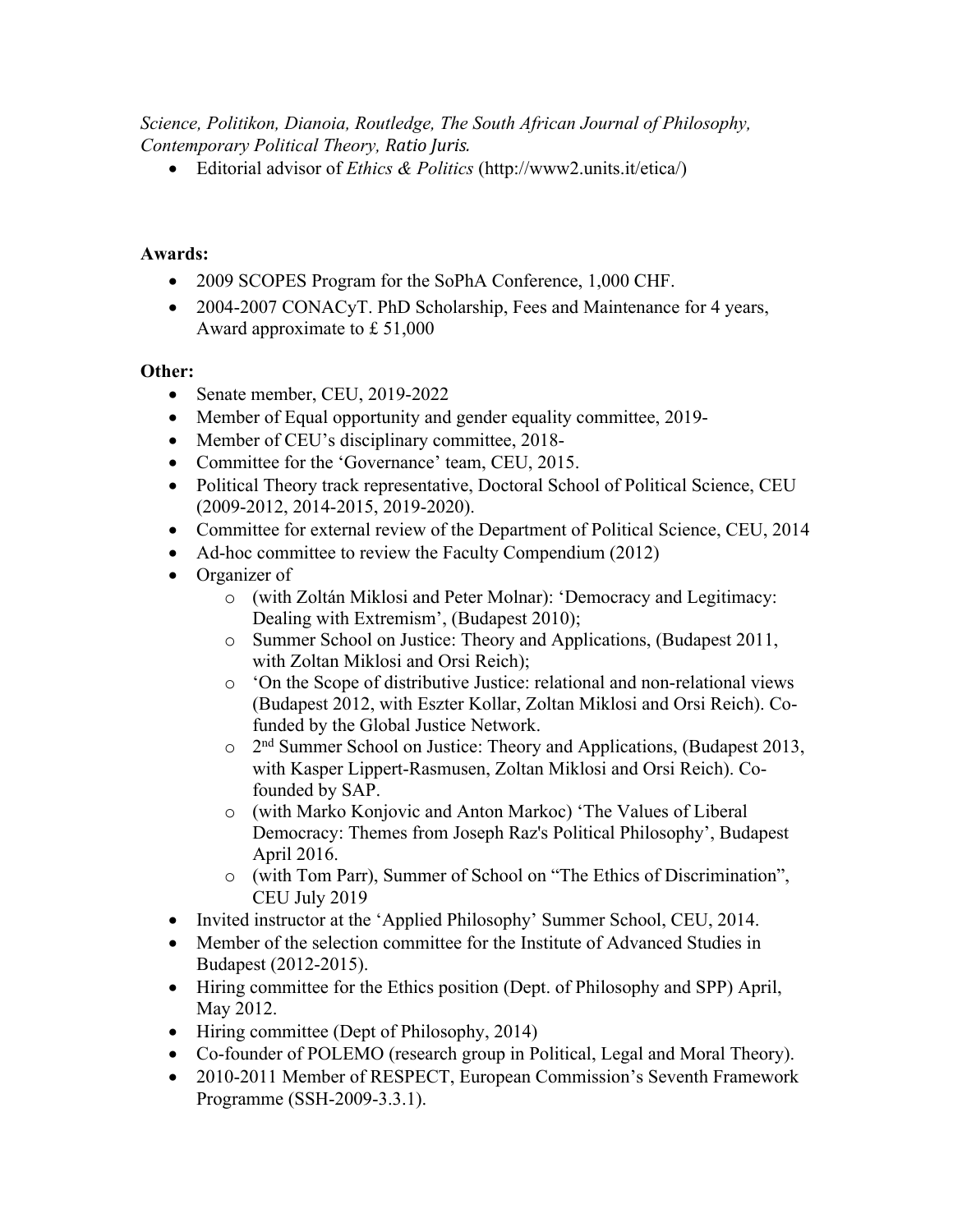*Science, Politikon, Dianoia, Routledge, The South African Journal of Philosophy, Contemporary Political Theory, Ratio Juris.*

- Editorial advisor of *Ethics & Politics* (http://www2.units.it/etica/)

**Awards:**

- 2009 SCOPES Program for the SoPhA Conference, 1,000 CHF.
- 2004-2007 CONACyT. PhD Scholarship, Fees and Maintenance for 4 years, Award approximate to £ 51,000

**Other:**

- Senate member, CEU, 2019-2022
- Member of Equal opportunity and gender equality committee, 2019-
- Member of CEU's disciplinary committee, 2018-
- Committee for the 'Governance' team, CEU, 2015.
- Political Theory track representative, Doctoral School of Political Science, CEU (2009-2012, 2014-2015, 2019-2020).
- Committee for external review of the Department of Political Science, CEU, 2014
- Ad-hoc committee to review the Faculty Compendium (2012)
- Organizer of
  - (with Zoltán Miklosi and Peter Molnar): 'Democracy and Legitimacy: Dealing with Extremism', (Budapest 2010);
  - Summer School on Justice: Theory and Applications, (Budapest 2011, with Zoltan Miklosi and Orsi Reich);
  - 'On the Scope of distributive Justice: relational and non-relational views (Budapest 2012, with Eszter Kollar, Zoltan Miklosi and Orsi Reich). Co-funded by the Global Justice Network.
  - 2nd Summer School on Justice: Theory and Applications, (Budapest 2013, with Kasper Lippert-Rasmusen, Zoltan Miklosi and Orsi Reich). Co-founded by SAP.
  - (with Marko Konjovic and Anton Markoc) 'The Values of Liberal Democracy: Themes from Joseph Raz's Political Philosophy', Budapest April 2016.
  - (with Tom Parr), Summer of School on "The Ethics of Discrimination", CEU July 2019
- Invited instructor at the 'Applied Philosophy' Summer School, CEU, 2014.
- Member of the selection committee for the Institute of Advanced Studies in Budapest (2012-2015).
- Hiring committee for the Ethics position (Dept. of Philosophy and SPP) April, May 2012.
- Hiring committee (Dept of Philosophy, 2014)
- Co-founder of POLEMO (research group in Political, Legal and Moral Theory).
- 2010-2011 Member of RESPECT, European Commission's Seventh Framework Programme (SSH-2009-3.3.1).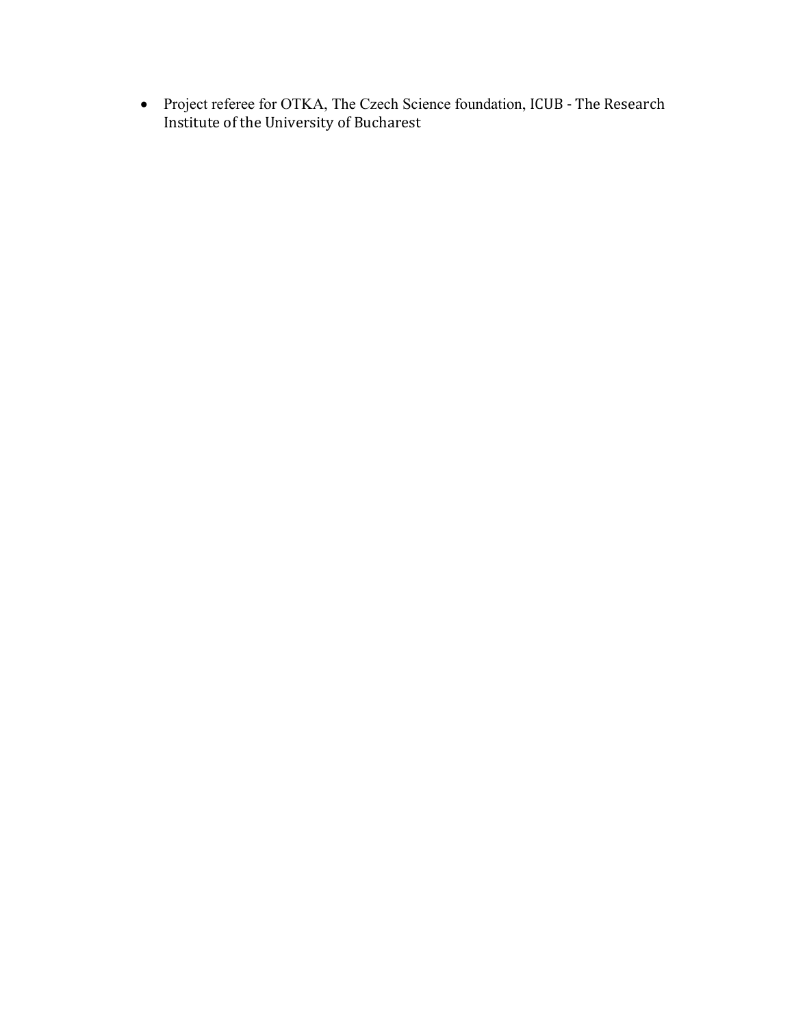- Project referee for OTKA, The Czech Science foundation, ICUB - The Research Institute of the University of Bucharest